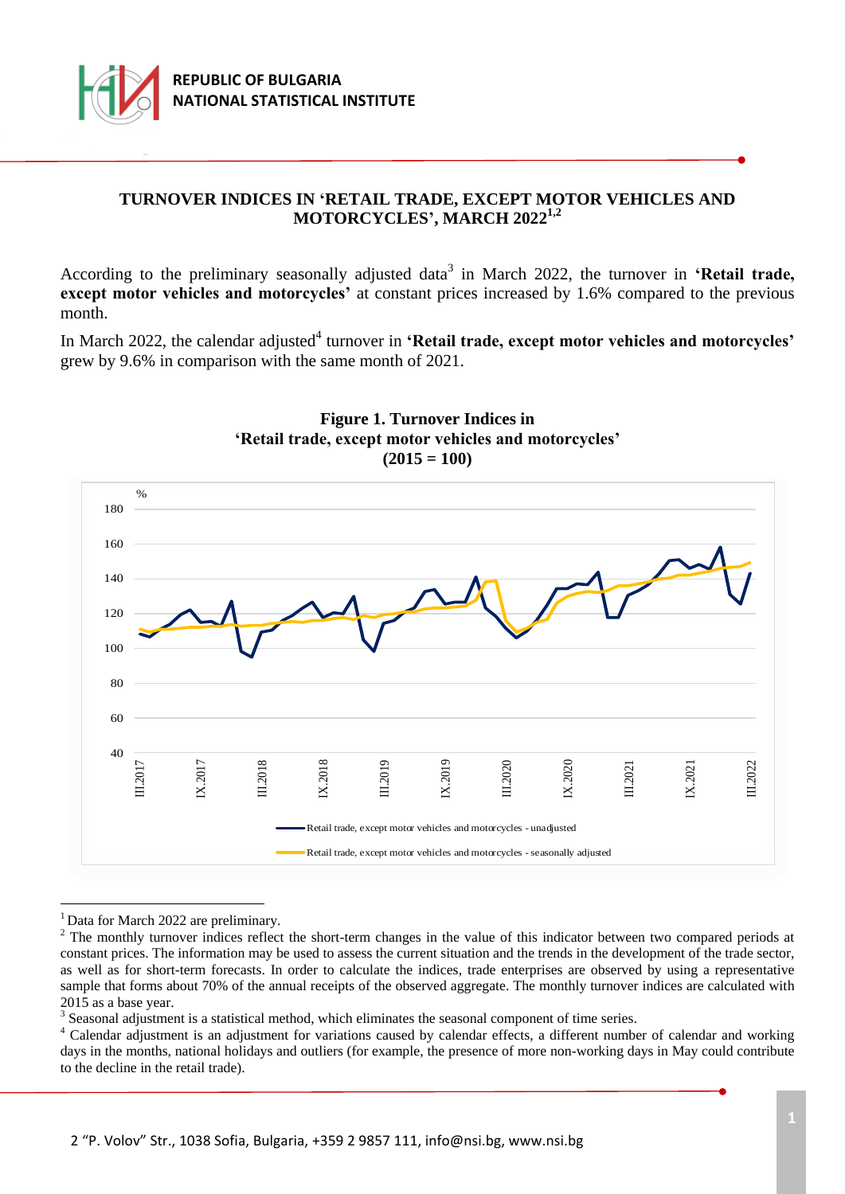# TURNOVER INDICES IN 'RETAIL TRADE, EXCEPT MOTOR VEHICLES AND MOTORCYCLES', MARCH 2022[1,2]

According to the preliminary seasonally adjusted data[3] in March 2022, the turnover in **'Retail trade, except motor vehicles and motorcycles'** at constant prices increased by 1.6% compared to the previous month.

In March 2022, the calendar adjusted[4] turnover in **'Retail trade, except motor vehicles and motorcycles'** grew by 9.6% in comparison with the same month of 2021.

**Figure 1. Turnover Indices in 'Retail trade, except motor vehicles and motorcycles' (2015 = 100)**

---

[1] Data for March 2022 are preliminary.

[2] The monthly turnover indices reflect the short-term changes in the value of this indicator between two compared periods at constant prices. The information may be used to assess the current situation and the trends in the development of the trade sector, as well as for short-term forecasts. In order to calculate the indices, trade enterprises are observed by using a representative sample that forms about 70% of the annual receipts of the observed aggregate. The monthly turnover indices are calculated with 2015 as a base year.

[3] Seasonal adjustment is a statistical method, which eliminates the seasonal component of time series.

[4] Calendar adjustment is an adjustment for variations caused by calendar effects, a different number of calendar and working days in the months, national holidays and outliers (for example, the presence of more non-working days in May could contribute to the decline in the retail trade).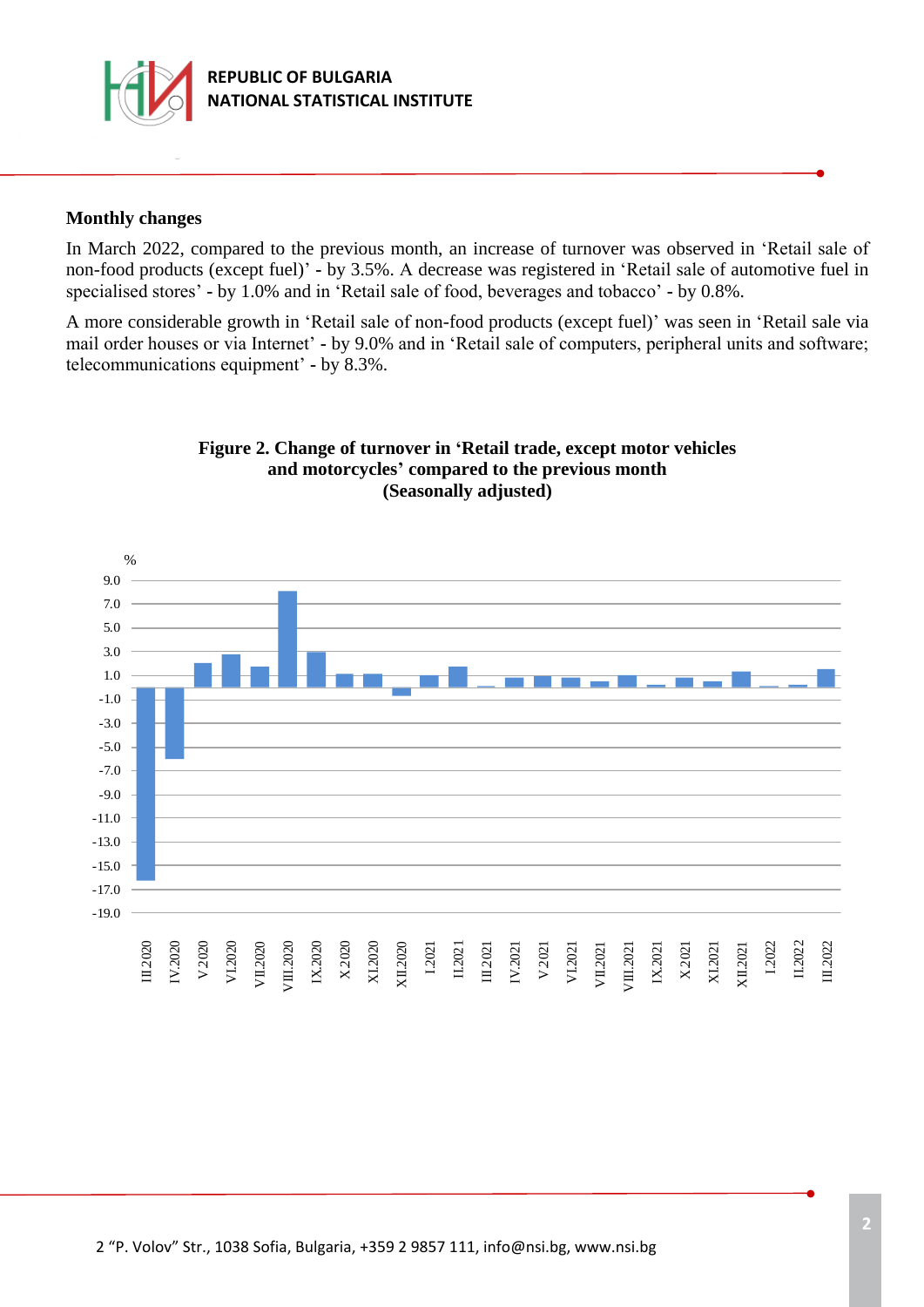## Monthly changes

In March 2022, compared to the previous month, an increase of turnover was observed in 'Retail sale of non-food products (except fuel)' - by 3.5%. A decrease was registered in 'Retail sale of automotive fuel in specialised stores' - by 1.0% and in 'Retail sale of food, beverages and tobacco' - by 0.8%.

A more considerable growth in 'Retail sale of non-food products (except fuel)' was seen in 'Retail sale via mail order houses or via Internet' - by 9.0% and in 'Retail sale of computers, peripheral units and software; telecommunications equipment' - by 8.3%.

**Figure 2. Change of turnover in 'Retail trade, except motor vehicles and motorcycles' compared to the previous month (Seasonally adjusted)**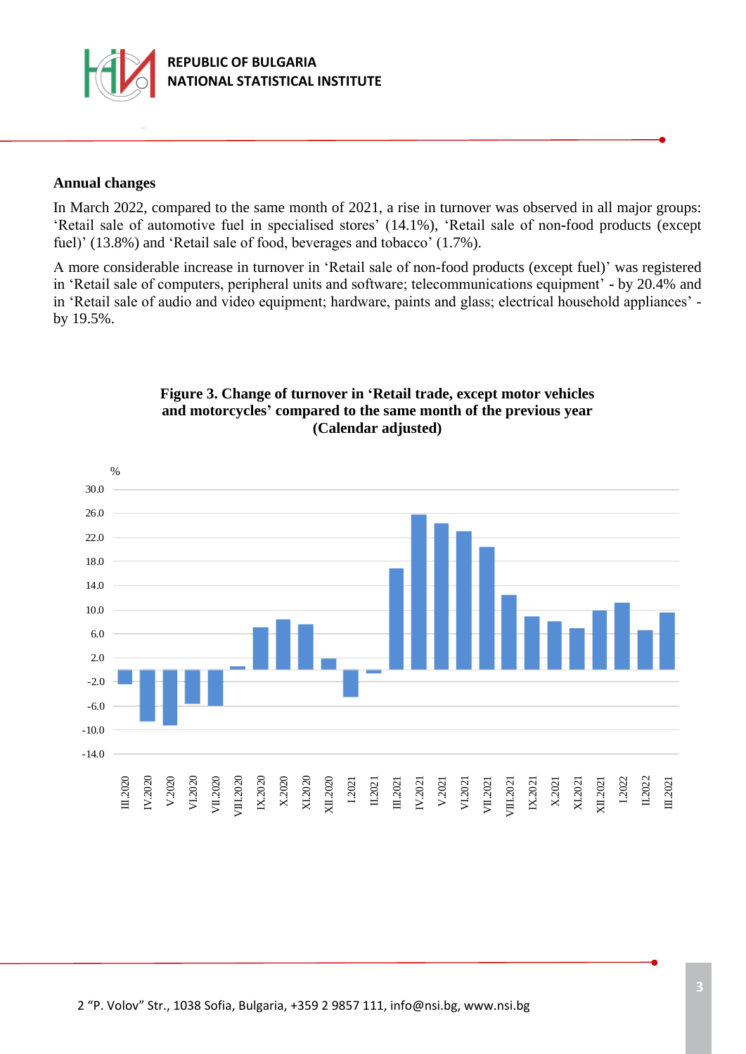### Annual changes

In March 2022, compared to the same month of 2021, a rise in turnover was observed in all major groups: 'Retail sale of automotive fuel in specialised stores' (14.1%), 'Retail sale of non-food products (except fuel)' (13.8%) and 'Retail sale of food, beverages and tobacco' (1.7%).

A more considerable increase in turnover in 'Retail sale of non-food products (except fuel)' was registered in 'Retail sale of computers, peripheral units and software; telecommunications equipment' - by 20.4% and in 'Retail sale of audio and video equipment; hardware, paints and glass; electrical household appliances' - by 19.5%.

**Figure 3. Change of turnover in 'Retail trade, except motor vehicles and motorcycles' compared to the same month of the previous year (Calendar adjusted)**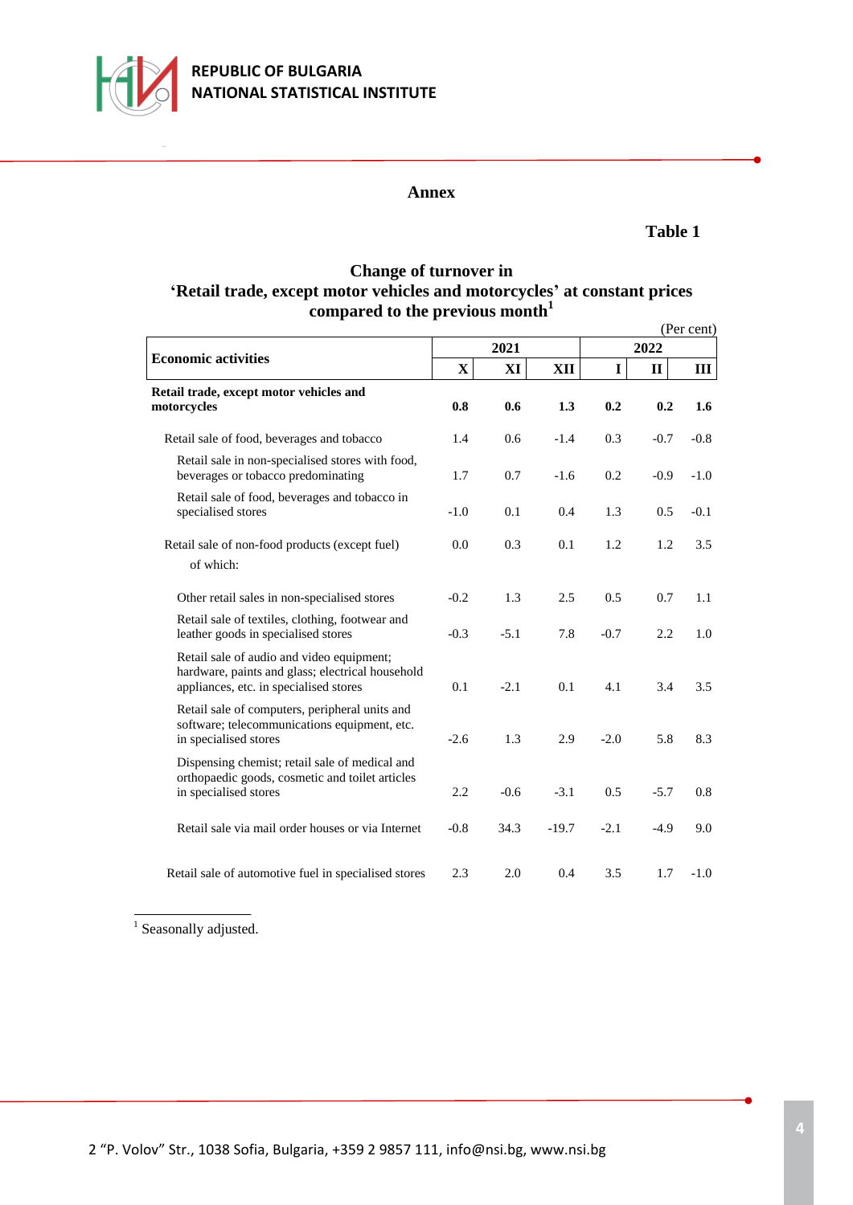## Annex

**Table 1**

### Change of turnover in 'Retail trade, except motor vehicles and motorcycles' at constant prices compared to the previous month[1]

(Per cent)

| Economic activities | 2021 | | | 2022 | | |
|---|---|---|---|---|---|---|
| | X | XI | XII | I | II | III |
| **Retail trade, except motor vehicles and motorcycles** | **0.8** | **0.6** | **1.3** | **0.2** | **0.2** | **1.6** |
| Retail sale of food, beverages and tobacco | 1.4 | 0.6 | -1.4 | 0.3 | -0.7 | -0.8 |
| Retail sale in non-specialised stores with food, beverages or tobacco predominating | 1.7 | 0.7 | -1.6 | 0.2 | -0.9 | -1.0 |
| Retail sale of food, beverages and tobacco in specialised stores | -1.0 | 0.1 | 0.4 | 1.3 | 0.5 | -0.1 |
| Retail sale of non-food products (except fuel) | 0.0 | 0.3 | 0.1 | 1.2 | 1.2 | 3.5 |
| of which: | | | | | | |
| Other retail sales in non-specialised stores | -0.2 | 1.3 | 2.5 | 0.5 | 0.7 | 1.1 |
| Retail sale of textiles, clothing, footwear and leather goods in specialised stores | -0.3 | -5.1 | 7.8 | -0.7 | 2.2 | 1.0 |
| Retail sale of audio and video equipment; hardware, paints and glass; electrical household appliances, etc. in specialised stores | 0.1 | -2.1 | 0.1 | 4.1 | 3.4 | 3.5 |
| Retail sale of computers, peripheral units and software; telecommunications equipment, etc. in specialised stores | -2.6 | 1.3 | 2.9 | -2.0 | 5.8 | 8.3 |
| Dispensing chemist; retail sale of medical and orthopaedic goods, cosmetic and toilet articles in specialised stores | 2.2 | -0.6 | -3.1 | 0.5 | -5.7 | 0.8 |
| Retail sale via mail order houses or via Internet | -0.8 | 34.3 | -19.7 | -2.1 | -4.9 | 9.0 |
| Retail sale of automotive fuel in specialised stores | 2.3 | 2.0 | 0.4 | 3.5 | 1.7 | -1.0 |

[1] Seasonally adjusted.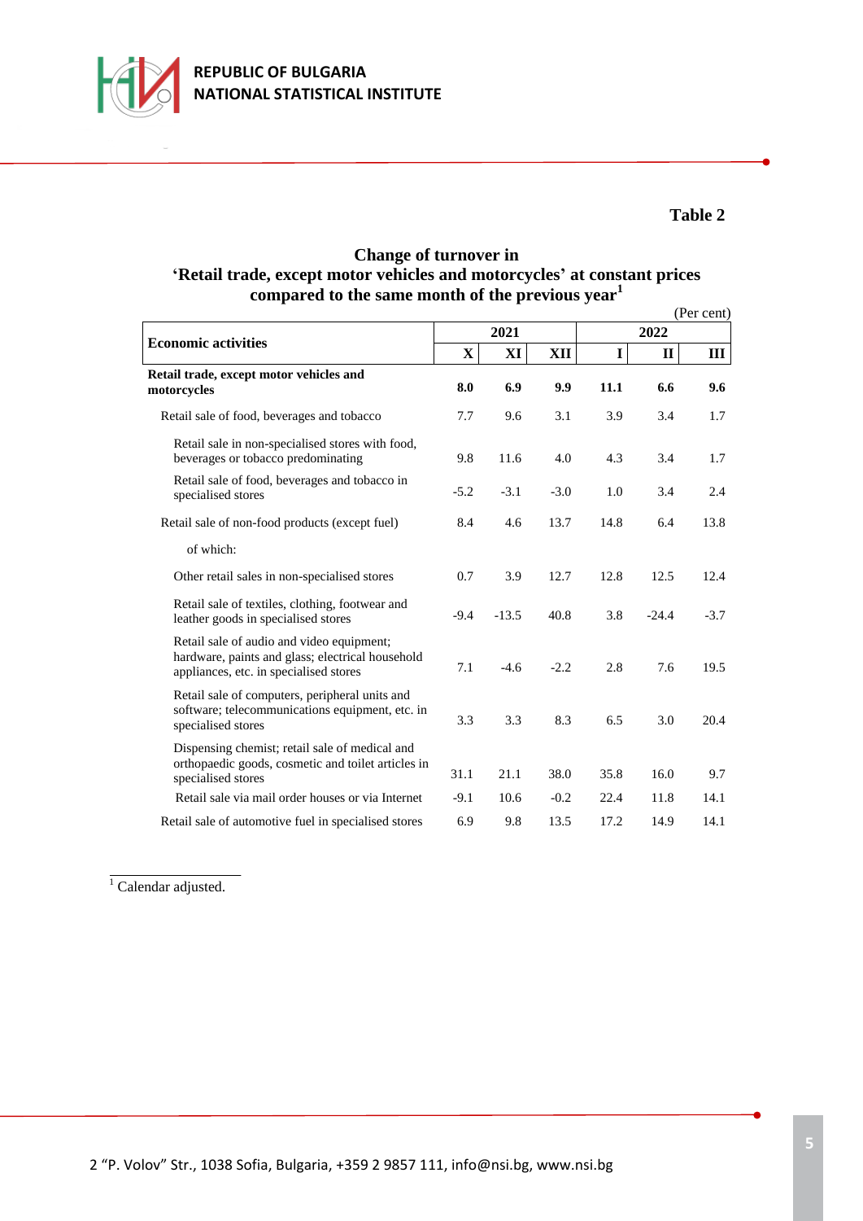**Table 2**

**Change of turnover in**
**'Retail trade, except motor vehicles and motorcycles' at constant prices compared to the same month of the previous year[1]**

(Per cent)

| Economic activities | 2021 | | | 2022 | | |
|---|---|---|---|---|---|---|
| | X | XI | XII | I | II | III |
| **Retail trade, except motor vehicles and motorcycles** | **8.0** | **6.9** | **9.9** | **11.1** | **6.6** | **9.6** |
| Retail sale of food, beverages and tobacco | 7.7 | 9.6 | 3.1 | 3.9 | 3.4 | 1.7 |
| Retail sale in non-specialised stores with food, beverages or tobacco predominating | 9.8 | 11.6 | 4.0 | 4.3 | 3.4 | 1.7 |
| Retail sale of food, beverages and tobacco in specialised stores | -5.2 | -3.1 | -3.0 | 1.0 | 3.4 | 2.4 |
| Retail sale of non-food products (except fuel) | 8.4 | 4.6 | 13.7 | 14.8 | 6.4 | 13.8 |
| of which: | | | | | | |
| Other retail sales in non-specialised stores | 0.7 | 3.9 | 12.7 | 12.8 | 12.5 | 12.4 |
| Retail sale of textiles, clothing, footwear and leather goods in specialised stores | -9.4 | -13.5 | 40.8 | 3.8 | -24.4 | -3.7 |
| Retail sale of audio and video equipment; hardware, paints and glass; electrical household appliances, etc. in specialised stores | 7.1 | -4.6 | -2.2 | 2.8 | 7.6 | 19.5 |
| Retail sale of computers, peripheral units and software; telecommunications equipment, etc. in specialised stores | 3.3 | 3.3 | 8.3 | 6.5 | 3.0 | 20.4 |
| Dispensing chemist; retail sale of medical and orthopaedic goods, cosmetic and toilet articles in specialised stores | 31.1 | 21.1 | 38.0 | 35.8 | 16.0 | 9.7 |
| Retail sale via mail order houses or via Internet | -9.1 | 10.6 | -0.2 | 22.4 | 11.8 | 14.1 |
| Retail sale of automotive fuel in specialised stores | 6.9 | 9.8 | 13.5 | 17.2 | 14.9 | 14.1 |

[1] Calendar adjusted.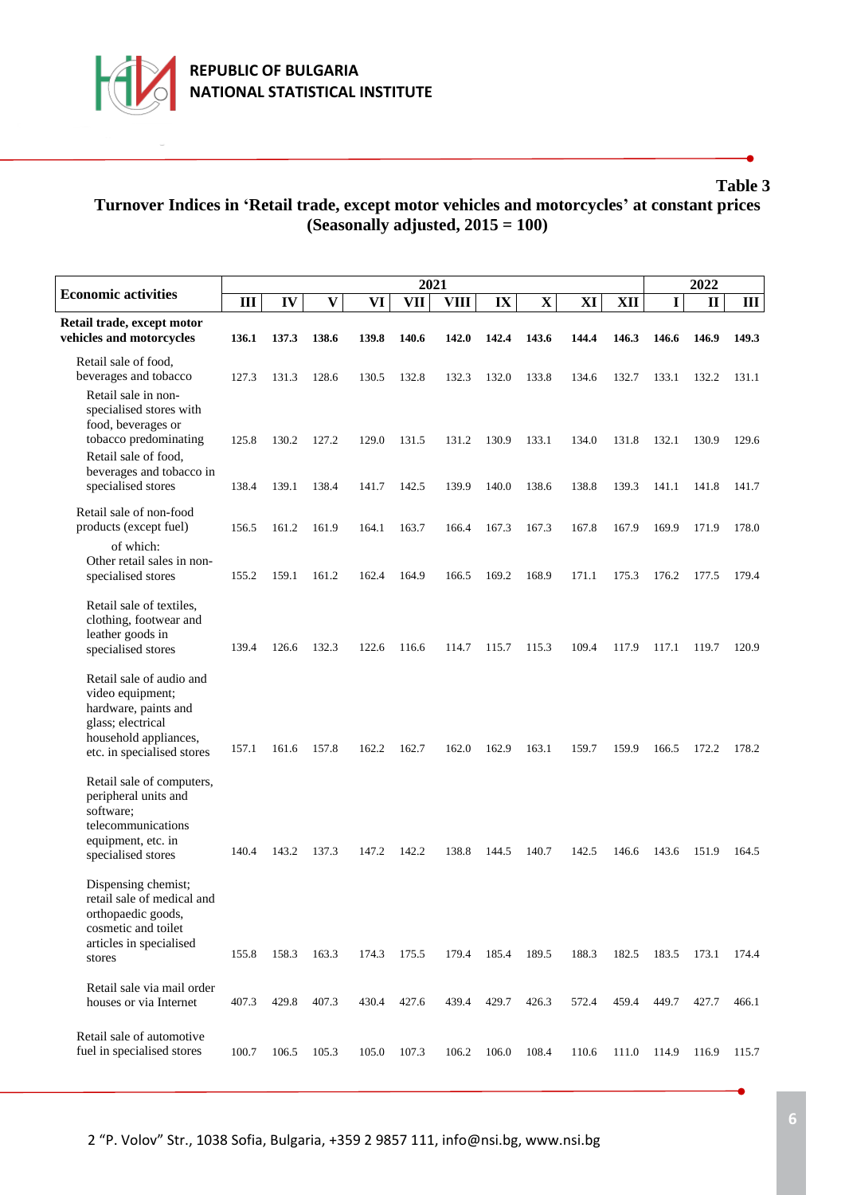**Table 3**

**Turnover Indices in 'Retail trade, except motor vehicles and motorcycles' at constant prices (Seasonally adjusted, 2015 = 100)**

| Economic activities | 2021 | | | | | | | | | | 2022 | | |
|---|---|---|---|---|---|---|---|---|---|---|---|---|---|
| | III | IV | V | VI | VII | VIII | IX | X | XI | XII | I | II | III |
| **Retail trade, except motor vehicles and motorcycles** | **136.1** | **137.3** | **138.6** | **139.8** | **140.6** | **142.0** | **142.4** | **143.6** | **144.4** | **146.3** | **146.6** | **146.9** | **149.3** |
| Retail sale of food, beverages and tobacco | 127.3 | 131.3 | 128.6 | 130.5 | 132.8 | 132.3 | 132.0 | 133.8 | 134.6 | 132.7 | 133.1 | 132.2 | 131.1 |
| Retail sale in non-specialised stores with food, beverages or tobacco predominating | 125.8 | 130.2 | 127.2 | 129.0 | 131.5 | 131.2 | 130.9 | 133.1 | 134.0 | 131.8 | 132.1 | 130.9 | 129.6 |
| Retail sale of food, beverages and tobacco in specialised stores | 138.4 | 139.1 | 138.4 | 141.7 | 142.5 | 139.9 | 140.0 | 138.6 | 138.8 | 139.3 | 141.1 | 141.8 | 141.7 |
| Retail sale of non-food products (except fuel) | 156.5 | 161.2 | 161.9 | 164.1 | 163.7 | 166.4 | 167.3 | 167.3 | 167.8 | 167.9 | 169.9 | 171.9 | 178.0 |
| of which: Other retail sales in non-specialised stores | 155.2 | 159.1 | 161.2 | 162.4 | 164.9 | 166.5 | 169.2 | 168.9 | 171.1 | 175.3 | 176.2 | 177.5 | 179.4 |
| Retail sale of textiles, clothing, footwear and leather goods in specialised stores | 139.4 | 126.6 | 132.3 | 122.6 | 116.6 | 114.7 | 115.7 | 115.3 | 109.4 | 117.9 | 117.1 | 119.7 | 120.9 |
| Retail sale of audio and video equipment; hardware, paints and glass; electrical household appliances, etc. in specialised stores | 157.1 | 161.6 | 157.8 | 162.2 | 162.7 | 162.0 | 162.9 | 163.1 | 159.7 | 159.9 | 166.5 | 172.2 | 178.2 |
| Retail sale of computers, peripheral units and software; telecommunications equipment, etc. in specialised stores | 140.4 | 143.2 | 137.3 | 147.2 | 142.2 | 138.8 | 144.5 | 140.7 | 142.5 | 146.6 | 143.6 | 151.9 | 164.5 |
| Dispensing chemist; retail sale of medical and orthopaedic goods, cosmetic and toilet articles in specialised stores | 155.8 | 158.3 | 163.3 | 174.3 | 175.5 | 179.4 | 185.4 | 189.5 | 188.3 | 182.5 | 183.5 | 173.1 | 174.4 |
| Retail sale via mail order houses or via Internet | 407.3 | 429.8 | 407.3 | 430.4 | 427.6 | 439.4 | 429.7 | 426.3 | 572.4 | 459.4 | 449.7 | 427.7 | 466.1 |
| Retail sale of automotive fuel in specialised stores | 100.7 | 106.5 | 105.3 | 105.0 | 107.3 | 106.2 | 106.0 | 108.4 | 110.6 | 111.0 | 114.9 | 116.9 | 115.7 |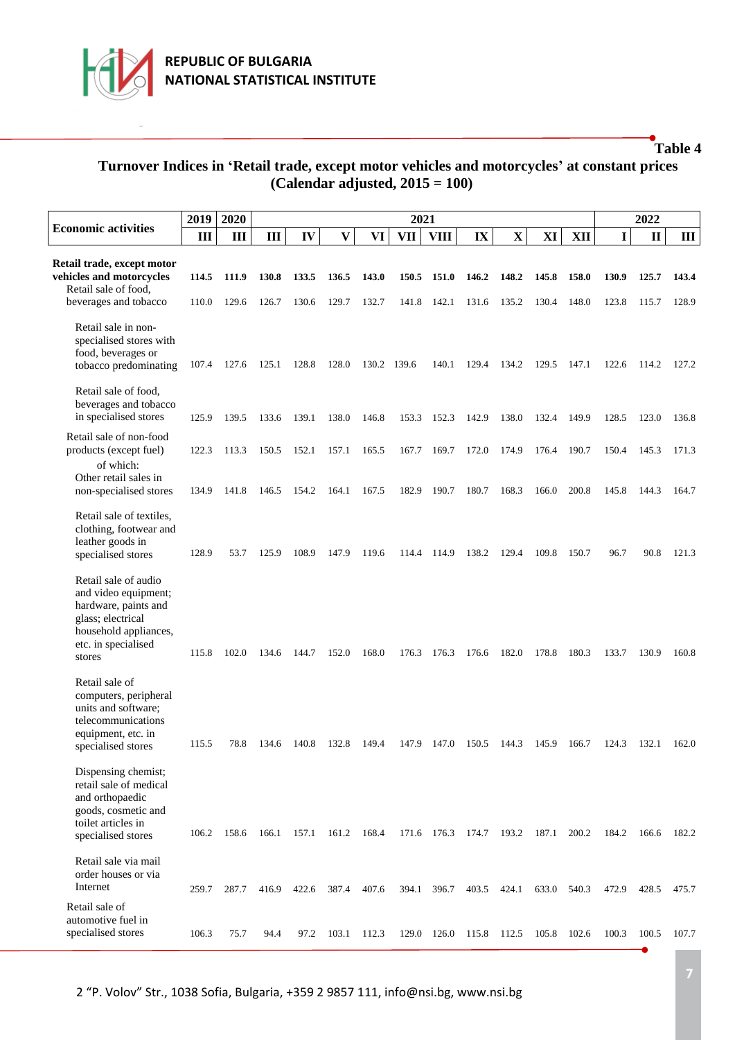**Table 4**

## Turnover Indices in 'Retail trade, except motor vehicles and motorcycles' at constant prices (Calendar adjusted, 2015 = 100)

| Economic activities | 2019 | 2020 | 2021 | | | | | | | | | | 2022 | | |
|---|---|---|---|---|---|---|---|---|---|---|---|---|---|---|---|
| | III | III | III | IV | V | VI | VII | VIII | IX | X | XI | XII | I | II | III |
| **Retail trade, except motor vehicles and motorcycles** | **114.5** | **111.9** | **130.8** | **133.5** | **136.5** | **143.0** | **150.5** | **151.0** | **146.2** | **148.2** | **145.8** | **158.0** | **130.9** | **125.7** | **143.4** |
| Retail sale of food, beverages and tobacco | 110.0 | 129.6 | 126.7 | 130.6 | 129.7 | 132.7 | 141.8 | 142.1 | 131.6 | 135.2 | 130.4 | 148.0 | 123.8 | 115.7 | 128.9 |
| Retail sale in non-specialised stores with food, beverages or tobacco predominating | 107.4 | 127.6 | 125.1 | 128.8 | 128.0 | 130.2 | 139.6 | 140.1 | 129.4 | 134.2 | 129.5 | 147.1 | 122.6 | 114.2 | 127.2 |
| Retail sale of food, beverages and tobacco in specialised stores | 125.9 | 139.5 | 133.6 | 139.1 | 138.0 | 146.8 | 153.3 | 152.3 | 142.9 | 138.0 | 132.4 | 149.9 | 128.5 | 123.0 | 136.8 |
| Retail sale of non-food products (except fuel) | 122.3 | 113.3 | 150.5 | 152.1 | 157.1 | 165.5 | 167.7 | 169.7 | 172.0 | 174.9 | 176.4 | 190.7 | 150.4 | 145.3 | 171.3 |
| of which: Other retail sales in non-specialised stores | 134.9 | 141.8 | 146.5 | 154.2 | 164.1 | 167.5 | 182.9 | 190.7 | 180.7 | 168.3 | 166.0 | 200.8 | 145.8 | 144.3 | 164.7 |
| Retail sale of textiles, clothing, footwear and leather goods in specialised stores | 128.9 | 53.7 | 125.9 | 108.9 | 147.9 | 119.6 | 114.4 | 114.9 | 138.2 | 129.4 | 109.8 | 150.7 | 96.7 | 90.8 | 121.3 |
| Retail sale of audio and video equipment; hardware, paints and glass; electrical household appliances, etc. in specialised stores | 115.8 | 102.0 | 134.6 | 144.7 | 152.0 | 168.0 | 176.3 | 176.3 | 176.6 | 182.0 | 178.8 | 180.3 | 133.7 | 130.9 | 160.8 |
| Retail sale of computers, peripheral units and software; telecommunications equipment, etc. in specialised stores | 115.5 | 78.8 | 134.6 | 140.8 | 132.8 | 149.4 | 147.9 | 147.0 | 150.5 | 144.3 | 145.9 | 166.7 | 124.3 | 132.1 | 162.0 |
| Dispensing chemist; retail sale of medical and orthopaedic goods, cosmetic and toilet articles in specialised stores | 106.2 | 158.6 | 166.1 | 157.1 | 161.2 | 168.4 | 171.6 | 176.3 | 174.7 | 193.2 | 187.1 | 200.2 | 184.2 | 166.6 | 182.2 |
| Retail sale via mail order houses or via Internet | 259.7 | 287.7 | 416.9 | 422.6 | 387.4 | 407.6 | 394.1 | 396.7 | 403.5 | 424.1 | 633.0 | 540.3 | 472.9 | 428.5 | 475.7 |
| Retail sale of automotive fuel in specialised stores | 106.3 | 75.7 | 94.4 | 97.2 | 103.1 | 112.3 | 129.0 | 126.0 | 115.8 | 112.5 | 105.8 | 102.6 | 100.3 | 100.5 | 107.7 |